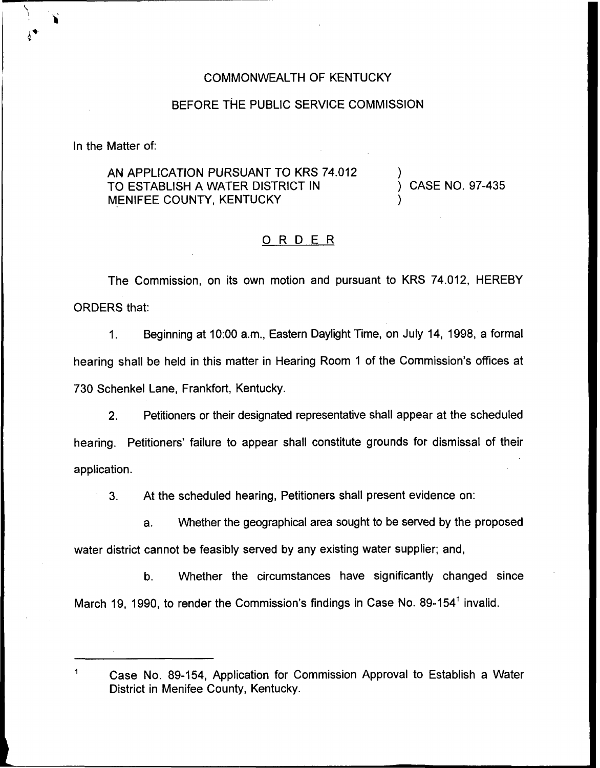COMMONWEALTH OF KENTUCKY

BEFORE THE PUBLIC SERVICE COMMISSION

In the Matter of:

AN APPLICATION PURSUANT TO KRS 74.012 TO ESTABLISH A WATER DISTRICT IN MENIFEE COUNTY, KENTUCKY ) CASE NO. 97-435

## ORDER

The Commission, on its own motion and pursuant to KRS 74.012, HEREBY ORDERS that:

1. Beginning at 10:00 a.m., Eastern Daylight Time, on July 14, 1998, a formal hearing shall be held in this matter in Hearing Room 1 of the Commission's offices at 730 Schenkel Lane, Frankfort, Kentucky.

2. Petitioners or their designated representative shall appear at the scheduled hearing. Petitioners' failure to appear shall constitute grounds for dismissal of their application.

3. At the scheduled hearing, Petitioners shall present evidence on:

   a. Whether the geographical area sought to be served by the proposed water district cannot be feasibly served by any existing water supplier; and,

   b. Whether the circumstances have significantly changed since March 19, 1990, to render the Commission's findings in Case No. 89-154[1] invalid.

---

[1] Case No. 89-154, Application for Commission Approval to Establish a Water District in Menifee County, Kentucky.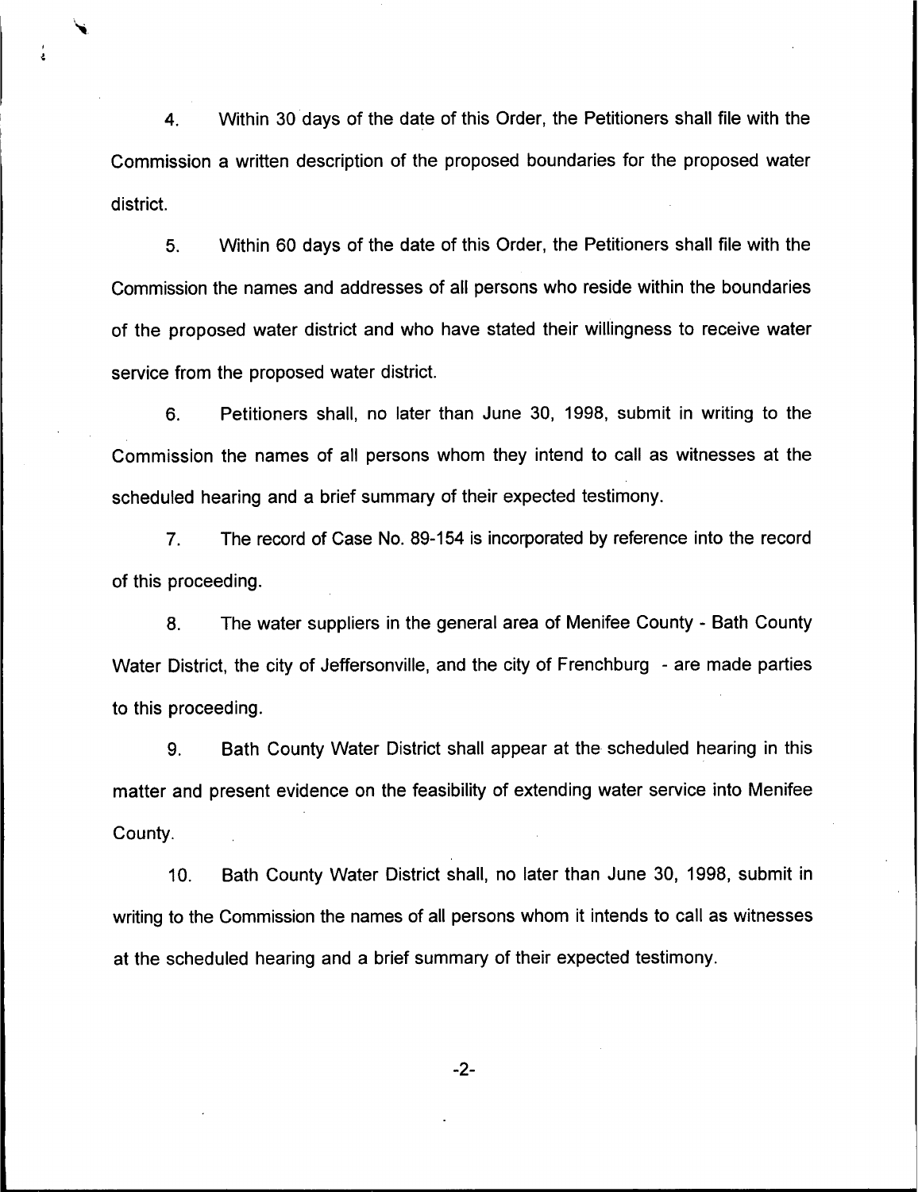4. Within 30 days of the date of this Order, the Petitioners shall file with the Commission a written description of the proposed boundaries for the proposed water district.

5. Within 60 days of the date of this Order, the Petitioners shall file with the Commission the names and addresses of all persons who reside within the boundaries of the proposed water district and who have stated their willingness to receive water service from the proposed water district.

6. Petitioners shall, no later than June 30, 1998, submit in writing to the Commission the names of all persons whom they intend to call as witnesses at the scheduled hearing and a brief summary of their expected testimony.

7. The record of Case No. 89-154 is incorporated by reference into the record of this proceeding.

8. The water suppliers in the general area of Menifee County - Bath County Water District, the city of Jeffersonville, and the city of Frenchburg - are made parties to this proceeding.

9. Bath County Water District shall appear at the scheduled hearing in this matter and present evidence on the feasibility of extending water service into Menifee County.

10. Bath County Water District shall, no later than June 30, 1998, submit in writing to the Commission the names of all persons whom it intends to call as witnesses at the scheduled hearing and a brief summary of their expected testimony.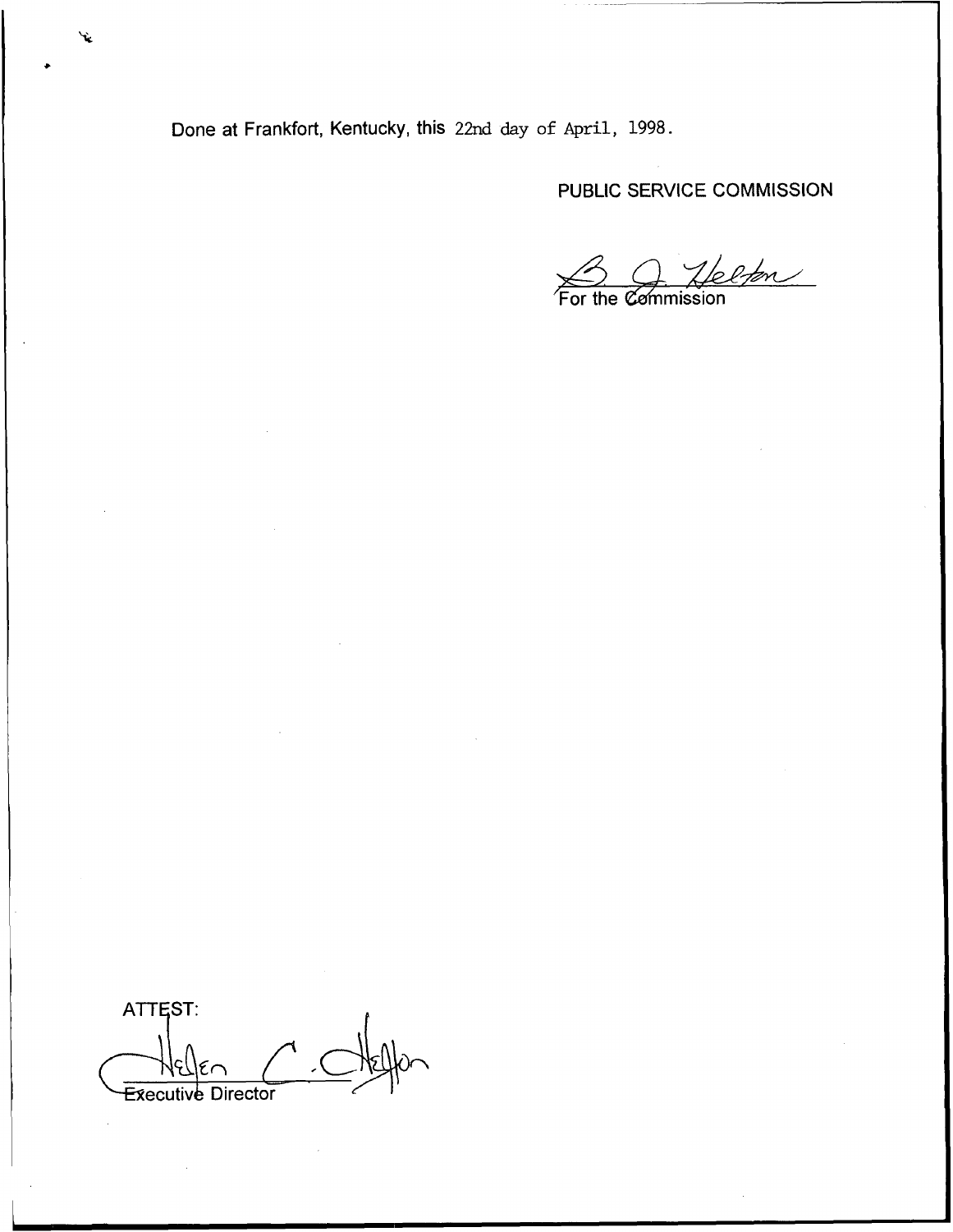Done at Frankfort, Kentucky, this 22nd day of April, 1998.

PUBLIC SERVICE COMMISSION

For the Commission

ATTEST:

Executive Director